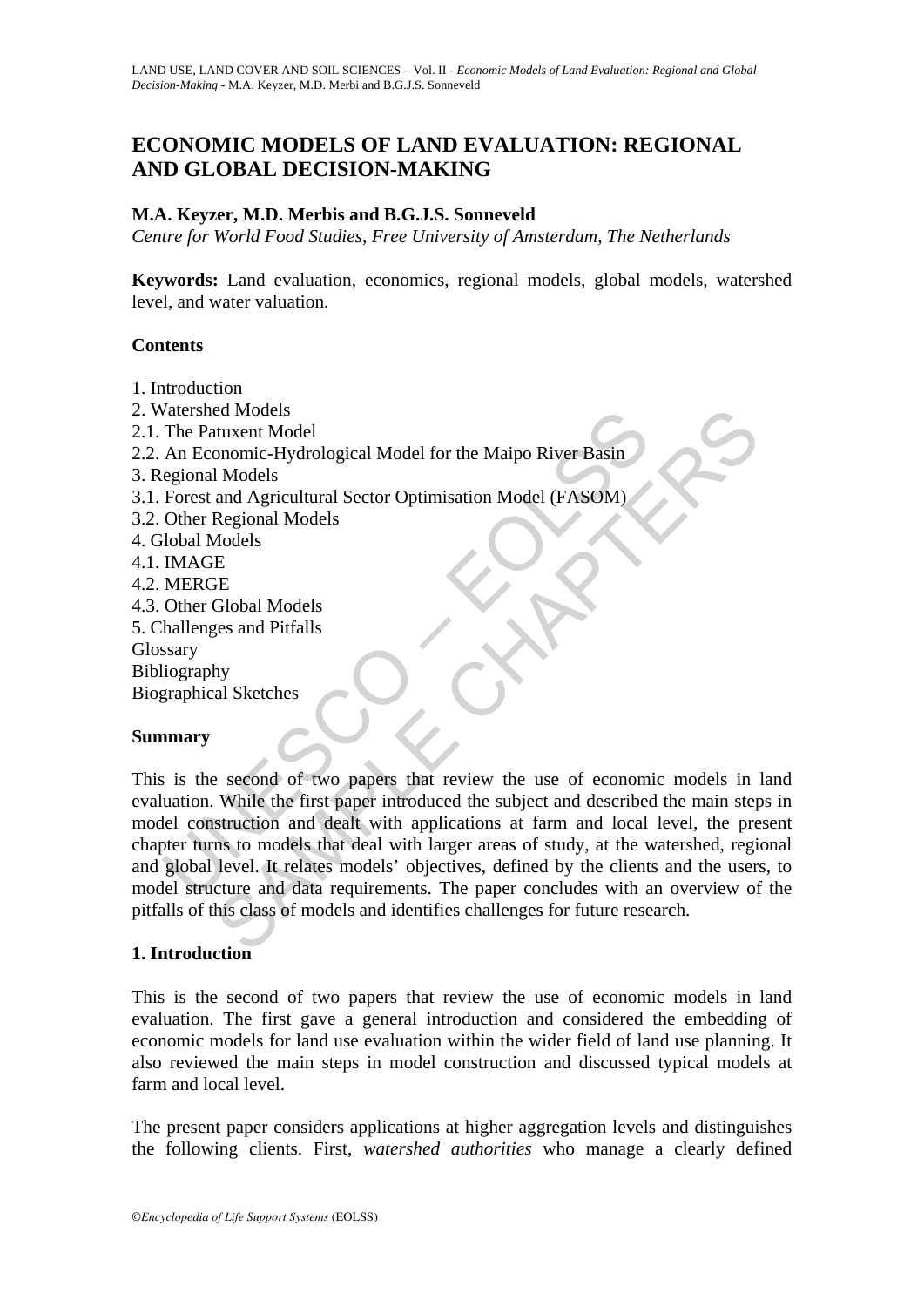# ECONOMIC MODELS OF LAND EVALUATION: REGIONAL AND GLOBAL DECISION-MAKING

**M.A. Keyzer, M.D. Merbis and B.G.J.S. Sonneveld**

*Centre for World Food Studies, Free University of Amsterdam, The Netherlands*

**Keywords:** Land evaluation, economics, regional models, global models, watershed level, and water valuation.

## Contents

1. Introduction
2. Watershed Models
2.1. The Patuxent Model
2.2. An Economic-Hydrological Model for the Maipo River Basin
3. Regional Models
3.1. Forest and Agricultural Sector Optimisation Model (FASOM)
3.2. Other Regional Models
4. Global Models
4.1. IMAGE
4.2. MERGE
4.3. Other Global Models
5. Challenges and Pitfalls

Glossary
Bibliography
Biographical Sketches

## Summary

This is the second of two papers that review the use of economic models in land evaluation. While the first paper introduced the subject and described the main steps in model construction and dealt with applications at farm and local level, the present chapter turns to models that deal with larger areas of study, at the watershed, regional and global level. It relates models' objectives, defined by the clients and the users, to model structure and data requirements. The paper concludes with an overview of the pitfalls of this class of models and identifies challenges for future research.

## 1. Introduction

This is the second of two papers that review the use of economic models in land evaluation. The first gave a general introduction and considered the embedding of economic models for land use evaluation within the wider field of land use planning. It also reviewed the main steps in model construction and discussed typical models at farm and local level.

The present paper considers applications at higher aggregation levels and distinguishes the following clients. First, *watershed authorities* who manage a clearly defined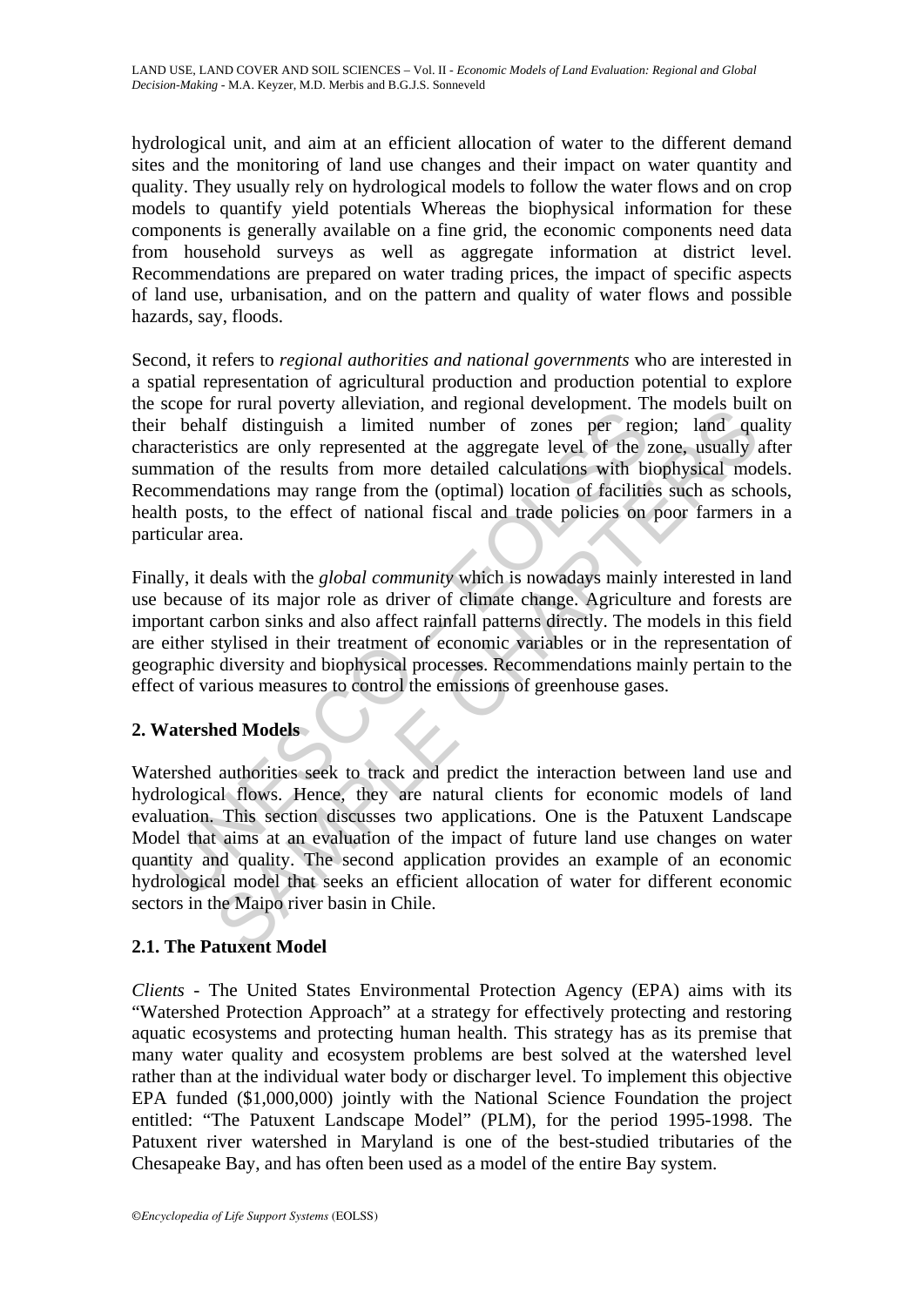hydrological unit, and aim at an efficient allocation of water to the different demand sites and the monitoring of land use changes and their impact on water quantity and quality. They usually rely on hydrological models to follow the water flows and on crop models to quantify yield potentials Whereas the biophysical information for these components is generally available on a fine grid, the economic components need data from household surveys as well as aggregate information at district level. Recommendations are prepared on water trading prices, the impact of specific aspects of land use, urbanisation, and on the pattern and quality of water flows and possible hazards, say, floods.

Second, it refers to *regional authorities and national governments* who are interested in a spatial representation of agricultural production and production potential to explore the scope for rural poverty alleviation, and regional development. The models built on their behalf distinguish a limited number of zones per region; land quality characteristics are only represented at the aggregate level of the zone, usually after summation of the results from more detailed calculations with biophysical models. Recommendations may range from the (optimal) location of facilities such as schools, health posts, to the effect of national fiscal and trade policies on poor farmers in a particular area.

Finally, it deals with the *global community* which is nowadays mainly interested in land use because of its major role as driver of climate change. Agriculture and forests are important carbon sinks and also affect rainfall patterns directly. The models in this field are either stylised in their treatment of economic variables or in the representation of geographic diversity and biophysical processes. Recommendations mainly pertain to the effect of various measures to control the emissions of greenhouse gases.

## 2. Watershed Models

Watershed authorities seek to track and predict the interaction between land use and hydrological flows. Hence, they are natural clients for economic models of land evaluation. This section discusses two applications. One is the Patuxent Landscape Model that aims at an evaluation of the impact of future land use changes on water quantity and quality. The second application provides an example of an economic hydrological model that seeks an efficient allocation of water for different economic sectors in the Maipo river basin in Chile.

### 2.1. The Patuxent Model

*Clients* - The United States Environmental Protection Agency (EPA) aims with its "Watershed Protection Approach" at a strategy for effectively protecting and restoring aquatic ecosystems and protecting human health. This strategy has as its premise that many water quality and ecosystem problems are best solved at the watershed level rather than at the individual water body or discharger level. To implement this objective EPA funded ($1,000,000) jointly with the National Science Foundation the project entitled: "The Patuxent Landscape Model" (PLM), for the period 1995-1998. The Patuxent river watershed in Maryland is one of the best-studied tributaries of the Chesapeake Bay, and has often been used as a model of the entire Bay system.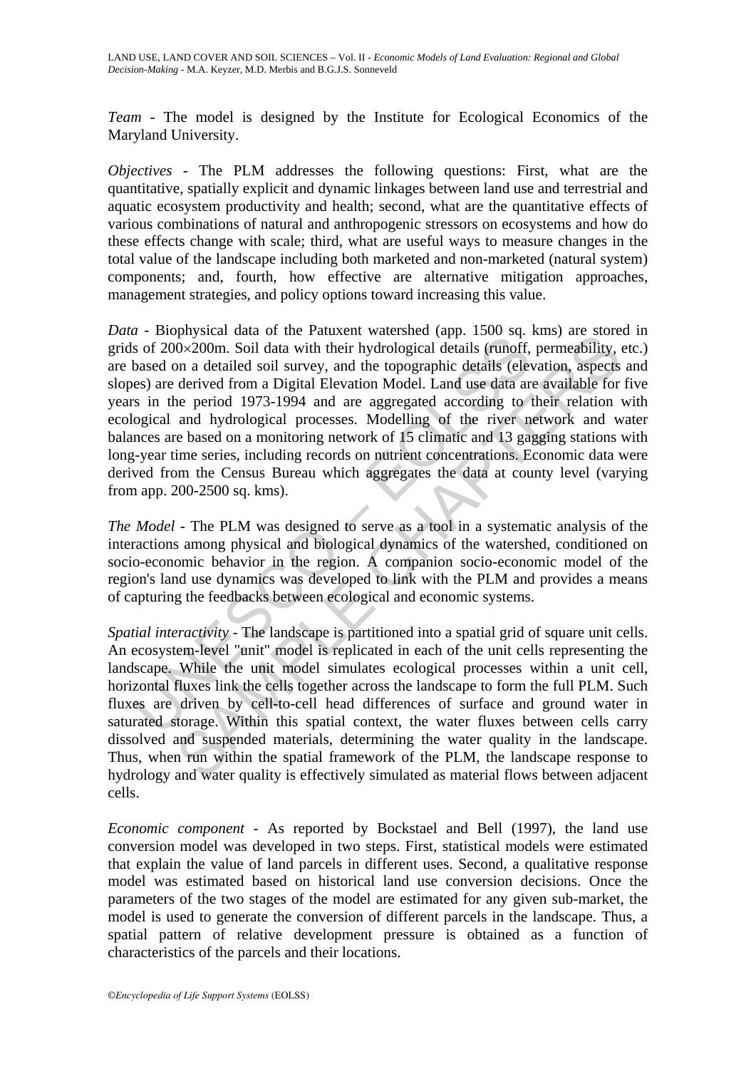*Team* - The model is designed by the Institute for Ecological Economics of the Maryland University.

*Objectives* - The PLM addresses the following questions: First, what are the quantitative, spatially explicit and dynamic linkages between land use and terrestrial and aquatic ecosystem productivity and health; second, what are the quantitative effects of various combinations of natural and anthropogenic stressors on ecosystems and how do these effects change with scale; third, what are useful ways to measure changes in the total value of the landscape including both marketed and non-marketed (natural system) components; and, fourth, how effective are alternative mitigation approaches, management strategies, and policy options toward increasing this value.

*Data* - Biophysical data of the Patuxent watershed (app. 1500 sq. kms) are stored in grids of 200×200m. Soil data with their hydrological details (runoff, permeability, etc.) are based on a detailed soil survey, and the topographic details (elevation, aspects and slopes) are derived from a Digital Elevation Model. Land use data are available for five years in the period 1973-1994 and are aggregated according to their relation with ecological and hydrological processes. Modelling of the river network and water balances are based on a monitoring network of 15 climatic and 13 gagging stations with long-year time series, including records on nutrient concentrations. Economic data were derived from the Census Bureau which aggregates the data at county level (varying from app. 200-2500 sq. kms).

*The Model* - The PLM was designed to serve as a tool in a systematic analysis of the interactions among physical and biological dynamics of the watershed, conditioned on socio-economic behavior in the region. A companion socio-economic model of the region's land use dynamics was developed to link with the PLM and provides a means of capturing the feedbacks between ecological and economic systems.

*Spatial interactivity* - The landscape is partitioned into a spatial grid of square unit cells. An ecosystem-level "unit" model is replicated in each of the unit cells representing the landscape. While the unit model simulates ecological processes within a unit cell, horizontal fluxes link the cells together across the landscape to form the full PLM. Such fluxes are driven by cell-to-cell head differences of surface and ground water in saturated storage. Within this spatial context, the water fluxes between cells carry dissolved and suspended materials, determining the water quality in the landscape. Thus, when run within the spatial framework of the PLM, the landscape response to hydrology and water quality is effectively simulated as material flows between adjacent cells.

*Economic component* - As reported by Bockstael and Bell (1997), the land use conversion model was developed in two steps. First, statistical models were estimated that explain the value of land parcels in different uses. Second, a qualitative response model was estimated based on historical land use conversion decisions. Once the parameters of the two stages of the model are estimated for any given sub-market, the model is used to generate the conversion of different parcels in the landscape. Thus, a spatial pattern of relative development pressure is obtained as a function of characteristics of the parcels and their locations.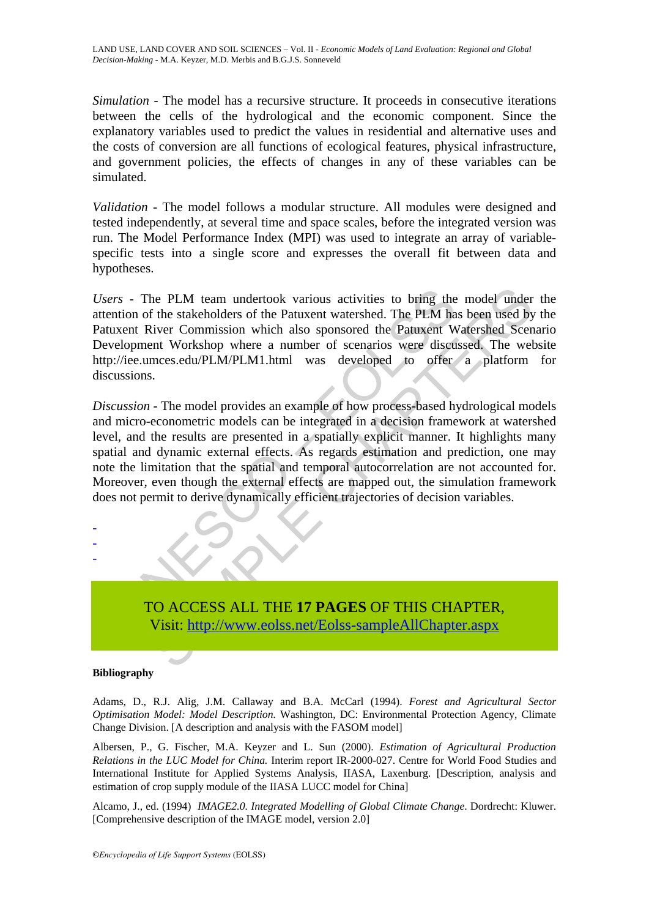*Simulation* - The model has a recursive structure. It proceeds in consecutive iterations between the cells of the hydrological and the economic component. Since the explanatory variables used to predict the values in residential and alternative uses and the costs of conversion are all functions of ecological features, physical infrastructure, and government policies, the effects of changes in any of these variables can be simulated.

*Validation* - The model follows a modular structure. All modules were designed and tested independently, at several time and space scales, before the integrated version was run. The Model Performance Index (MPI) was used to integrate an array of variable-specific tests into a single score and expresses the overall fit between data and hypotheses.

*Users* - The PLM team undertook various activities to bring the model under the attention of the stakeholders of the Patuxent watershed. The PLM has been used by the Patuxent River Commission which also sponsored the Patuxent Watershed Scenario Development Workshop where a number of scenarios were discussed. The website http://iee.umces.edu/PLM/PLM1.html was developed to offer a platform for discussions.

*Discussion* - The model provides an example of how process-based hydrological models and micro-econometric models can be integrated in a decision framework at watershed level, and the results are presented in a spatially explicit manner. It highlights many spatial and dynamic external effects. As regards estimation and prediction, one may note the limitation that the spatial and temporal autocorrelation are not accounted for. Moreover, even though the external effects are mapped out, the simulation framework does not permit to derive dynamically efficient trajectories of decision variables.

-
-
-

TO ACCESS ALL THE **17 PAGES** OF THIS CHAPTER,
Visit: http://www.eolss.net/Eolss-sampleAllChapter.aspx

**Bibliography**

Adams, D., R.J. Alig, J.M. Callaway and B.A. McCarl (1994). *Forest and Agricultural Sector Optimisation Model: Model Description.* Washington, DC: Environmental Protection Agency, Climate Change Division. [A description and analysis with the FASOM model]

Albersen, P., G. Fischer, M.A. Keyzer and L. Sun (2000). *Estimation of Agricultural Production Relations in the LUC Model for China.* Interim report IR-2000-027. Centre for World Food Studies and International Institute for Applied Systems Analysis, IIASA, Laxenburg. [Description, analysis and estimation of crop supply module of the IIASA LUCC model for China]

Alcamo, J., ed. (1994) *IMAGE2.0. Integrated Modelling of Global Climate Change.* Dordrecht: Kluwer. [Comprehensive description of the IMAGE model, version 2.0]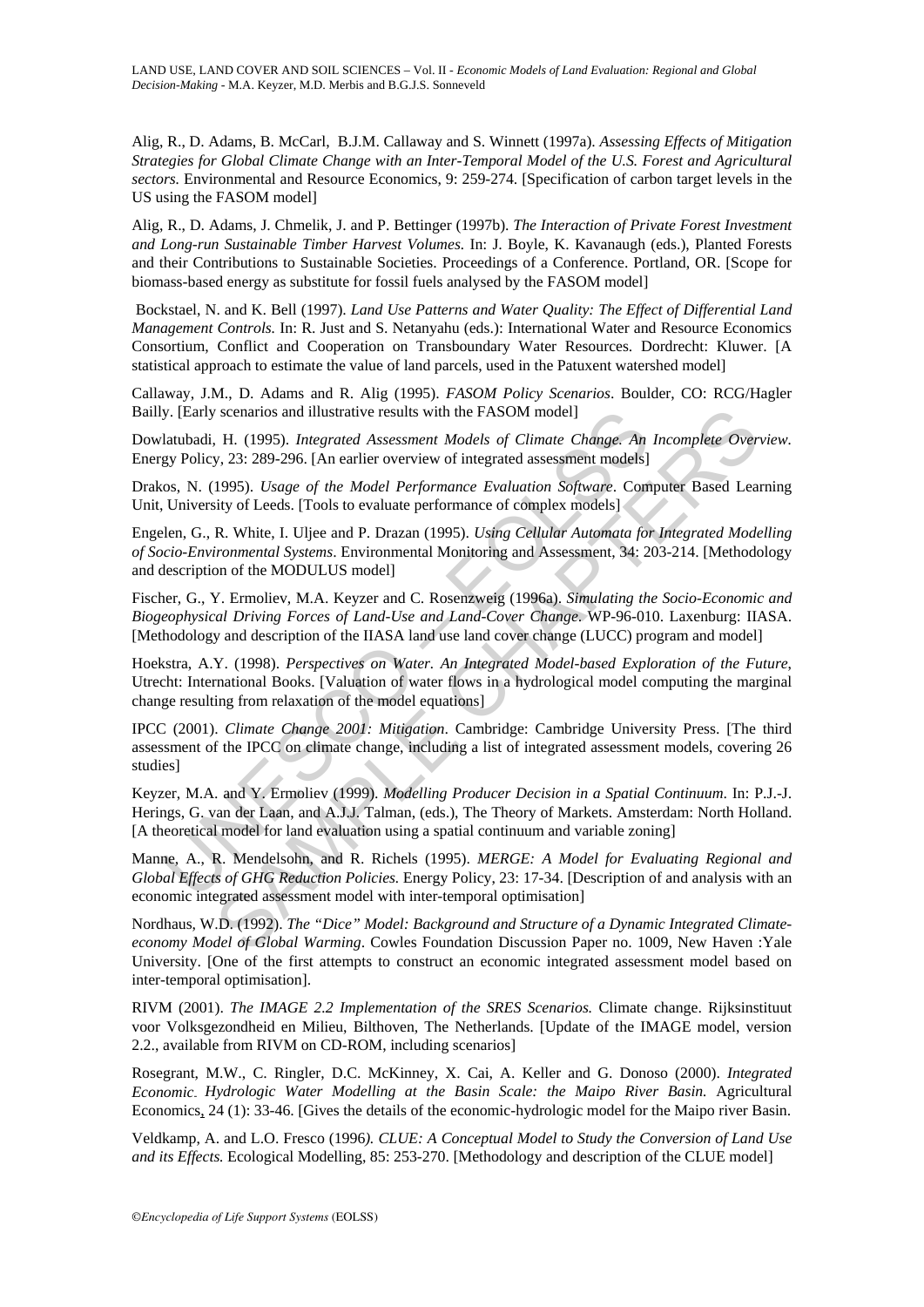Alig, R., D. Adams, B. McCarl, B.J.M. Callaway and S. Winnett (1997a). *Assessing Effects of Mitigation Strategies for Global Climate Change with an Inter-Temporal Model of the U.S. Forest and Agricultural sectors.* Environmental and Resource Economics, 9: 259-274. [Specification of carbon target levels in the US using the FASOM model]

Alig, R., D. Adams, J. Chmelik, J. and P. Bettinger (1997b). *The Interaction of Private Forest Investment and Long-run Sustainable Timber Harvest Volumes.* In: J. Boyle, K. Kavanaugh (eds.), Planted Forests and their Contributions to Sustainable Societies. Proceedings of a Conference. Portland, OR. [Scope for biomass-based energy as substitute for fossil fuels analysed by the FASOM model]

Bockstael, N. and K. Bell (1997). *Land Use Patterns and Water Quality: The Effect of Differential Land Management Controls.* In: R. Just and S. Netanyahu (eds.): International Water and Resource Economics Consortium, Conflict and Cooperation on Transboundary Water Resources. Dordrecht: Kluwer. [A statistical approach to estimate the value of land parcels, used in the Patuxent watershed model]

Callaway, J.M., D. Adams and R. Alig (1995). *FASOM Policy Scenarios*. Boulder, CO: RCG/Hagler Bailly. [Early scenarios and illustrative results with the FASOM model]

Dowlatubadi, H. (1995). *Integrated Assessment Models of Climate Change. An Incomplete Overview*. Energy Policy, 23: 289-296. [An earlier overview of integrated assessment models]

Drakos, N. (1995). *Usage of the Model Performance Evaluation Software*. Computer Based Learning Unit, University of Leeds. [Tools to evaluate performance of complex models]

Engelen, G., R. White, I. Uljee and P. Drazan (1995). *Using Cellular Automata for Integrated Modelling of Socio-Environmental Systems*. Environmental Monitoring and Assessment, 34: 203-214. [Methodology and description of the MODULUS model]

Fischer, G., Y. Ermoliev, M.A. Keyzer and C. Rosenzweig (1996a). *Simulating the Socio-Economic and Biogeophysical Driving Forces of Land-Use and Land-Cover Change*. WP-96-010. Laxenburg: IIASA. [Methodology and description of the IIASA land use land cover change (LUCC) program and model]

Hoekstra, A.Y. (1998). *Perspectives on Water. An Integrated Model-based Exploration of the Future*, Utrecht: International Books. [Valuation of water flows in a hydrological model computing the marginal change resulting from relaxation of the model equations]

IPCC (2001). *Climate Change 2001: Mitigation*. Cambridge: Cambridge University Press. [The third assessment of the IPCC on climate change, including a list of integrated assessment models, covering 26 studies]

Keyzer, M.A. and Y. Ermoliev (1999). *Modelling Producer Decision in a Spatial Continuum*. In: P.J.-J. Herings, G. van der Laan, and A.J.J. Talman, (eds.), The Theory of Markets. Amsterdam: North Holland. [A theoretical model for land evaluation using a spatial continuum and variable zoning]

Manne, A., R. Mendelsohn, and R. Richels (1995). *MERGE: A Model for Evaluating Regional and Global Effects of GHG Reduction Policies.* Energy Policy, 23: 17-34. [Description of and analysis with an economic integrated assessment model with inter-temporal optimisation]

Nordhaus, W.D. (1992). *The "Dice" Model: Background and Structure of a Dynamic Integrated Climate-economy Model of Global Warming*. Cowles Foundation Discussion Paper no. 1009, New Haven :Yale University. [One of the first attempts to construct an economic integrated assessment model based on inter-temporal optimisation].

RIVM (2001). *The IMAGE 2.2 Implementation of the SRES Scenarios.* Climate change. Rijksinstituut voor Volksgezondheid en Milieu, Bilthoven, The Netherlands. [Update of the IMAGE model, version 2.2., available from RIVM on CD-ROM, including scenarios]

Rosegrant, M.W., C. Ringler, D.C. McKinney, X. Cai, A. Keller and G. Donoso (2000). *Integrated Economic- Hydrologic Water Modelling at the Basin Scale: the Maipo River Basin.* Agricultural Economics, 24 (1): 33-46. [Gives the details of the economic-hydrologic model for the Maipo river Basin.

Veldkamp, A. and L.O. Fresco (1996*). CLUE: A Conceptual Model to Study the Conversion of Land Use and its Effects.* Ecological Modelling, 85: 253-270. [Methodology and description of the CLUE model]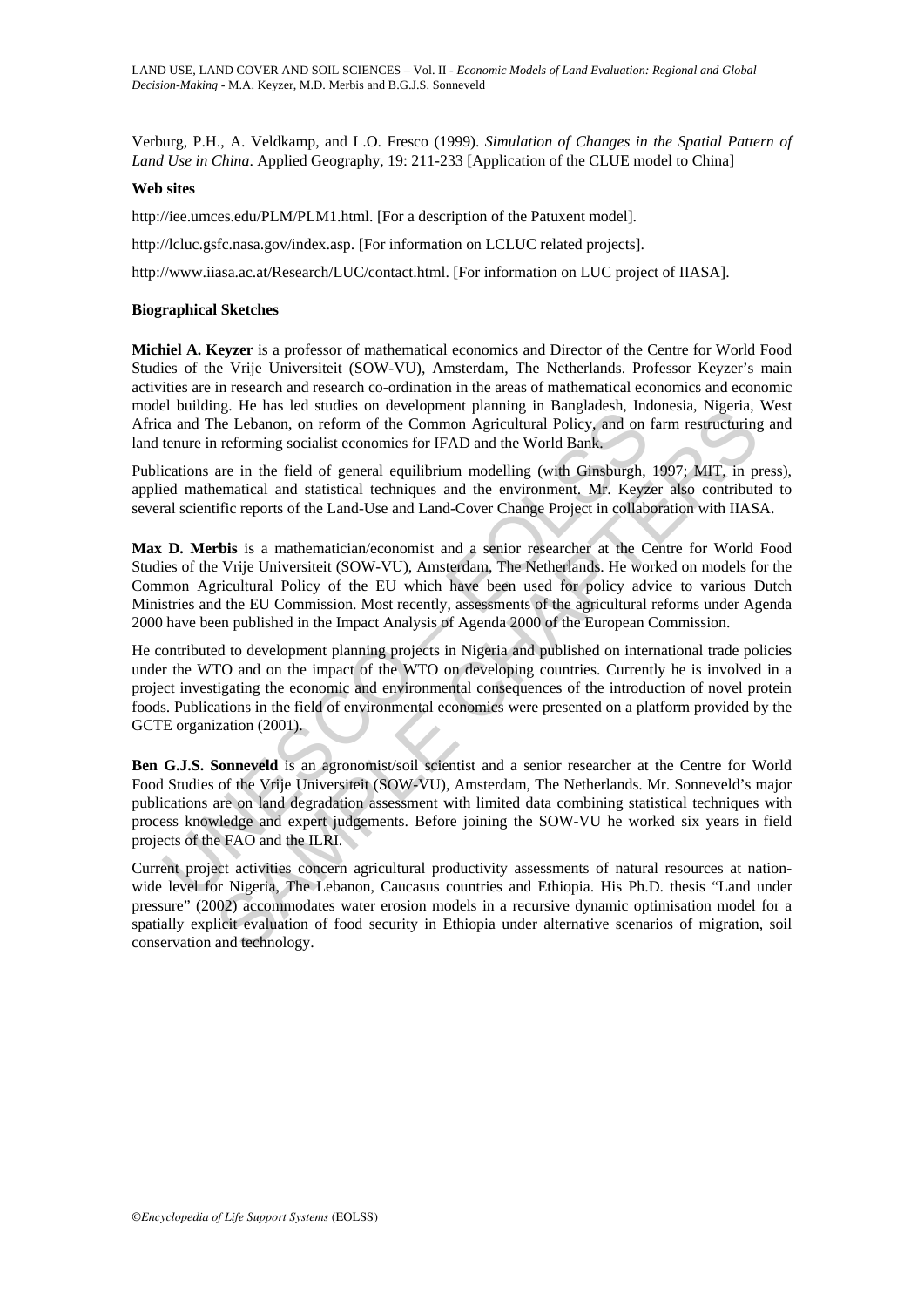Verburg, P.H., A. Veldkamp, and L.O. Fresco (1999). *Simulation of Changes in the Spatial Pattern of Land Use in China*. Applied Geography, 19: 211-233 [Application of the CLUE model to China]

**Web sites**

http://iee.umces.edu/PLM/PLM1.html. [For a description of the Patuxent model].

http://lcluc.gsfc.nasa.gov/index.asp. [For information on LCLUC related projects].

http://www.iiasa.ac.at/Research/LUC/contact.html. [For information on LUC project of IIASA].

**Biographical Sketches**

**Michiel A. Keyzer** is a professor of mathematical economics and Director of the Centre for World Food Studies of the Vrije Universiteit (SOW-VU), Amsterdam, The Netherlands. Professor Keyzer's main activities are in research and research co-ordination in the areas of mathematical economics and economic model building. He has led studies on development planning in Bangladesh, Indonesia, Nigeria, West Africa and The Lebanon, on reform of the Common Agricultural Policy, and on farm restructuring and land tenure in reforming socialist economies for IFAD and the World Bank.

Publications are in the field of general equilibrium modelling (with Ginsburgh, 1997; MIT, in press), applied mathematical and statistical techniques and the environment. Mr. Keyzer also contributed to several scientific reports of the Land-Use and Land-Cover Change Project in collaboration with IIASA.

**Max D. Merbis** is a mathematician/economist and a senior researcher at the Centre for World Food Studies of the Vrije Universiteit (SOW-VU), Amsterdam, The Netherlands. He worked on models for the Common Agricultural Policy of the EU which have been used for policy advice to various Dutch Ministries and the EU Commission. Most recently, assessments of the agricultural reforms under Agenda 2000 have been published in the Impact Analysis of Agenda 2000 of the European Commission.

He contributed to development planning projects in Nigeria and published on international trade policies under the WTO and on the impact of the WTO on developing countries. Currently he is involved in a project investigating the economic and environmental consequences of the introduction of novel protein foods. Publications in the field of environmental economics were presented on a platform provided by the GCTE organization (2001).

**Ben G.J.S. Sonneveld** is an agronomist/soil scientist and a senior researcher at the Centre for World Food Studies of the Vrije Universiteit (SOW-VU), Amsterdam, The Netherlands. Mr. Sonneveld's major publications are on land degradation assessment with limited data combining statistical techniques with process knowledge and expert judgements. Before joining the SOW-VU he worked six years in field projects of the FAO and the ILRI.

Current project activities concern agricultural productivity assessments of natural resources at nation-wide level for Nigeria, The Lebanon, Caucasus countries and Ethiopia. His Ph.D. thesis "Land under pressure" (2002) accommodates water erosion models in a recursive dynamic optimisation model for a spatially explicit evaluation of food security in Ethiopia under alternative scenarios of migration, soil conservation and technology.